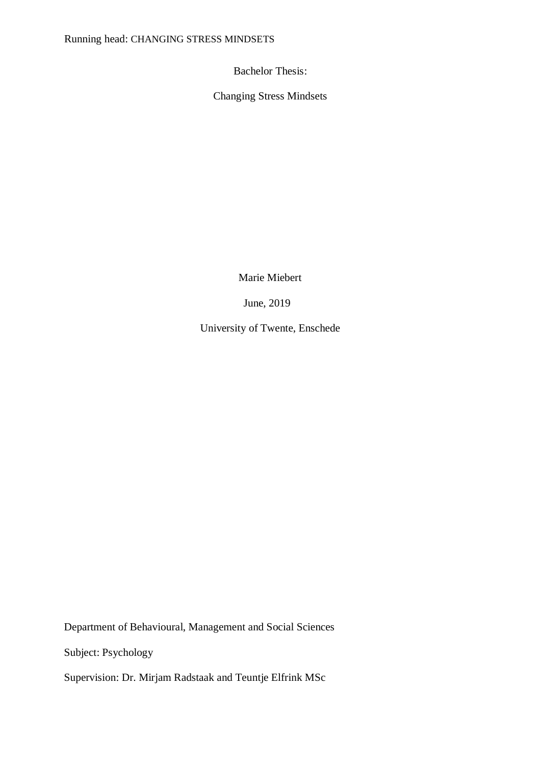Bachelor Thesis:

# Changing Stress Mindsets

Marie Miebert

June, 2019

University of Twente, Enschede

Department of Behavioural, Management and Social Sciences

Subject: Psychology

Supervision: Dr. Mirjam Radstaak and Teuntje Elfrink MSc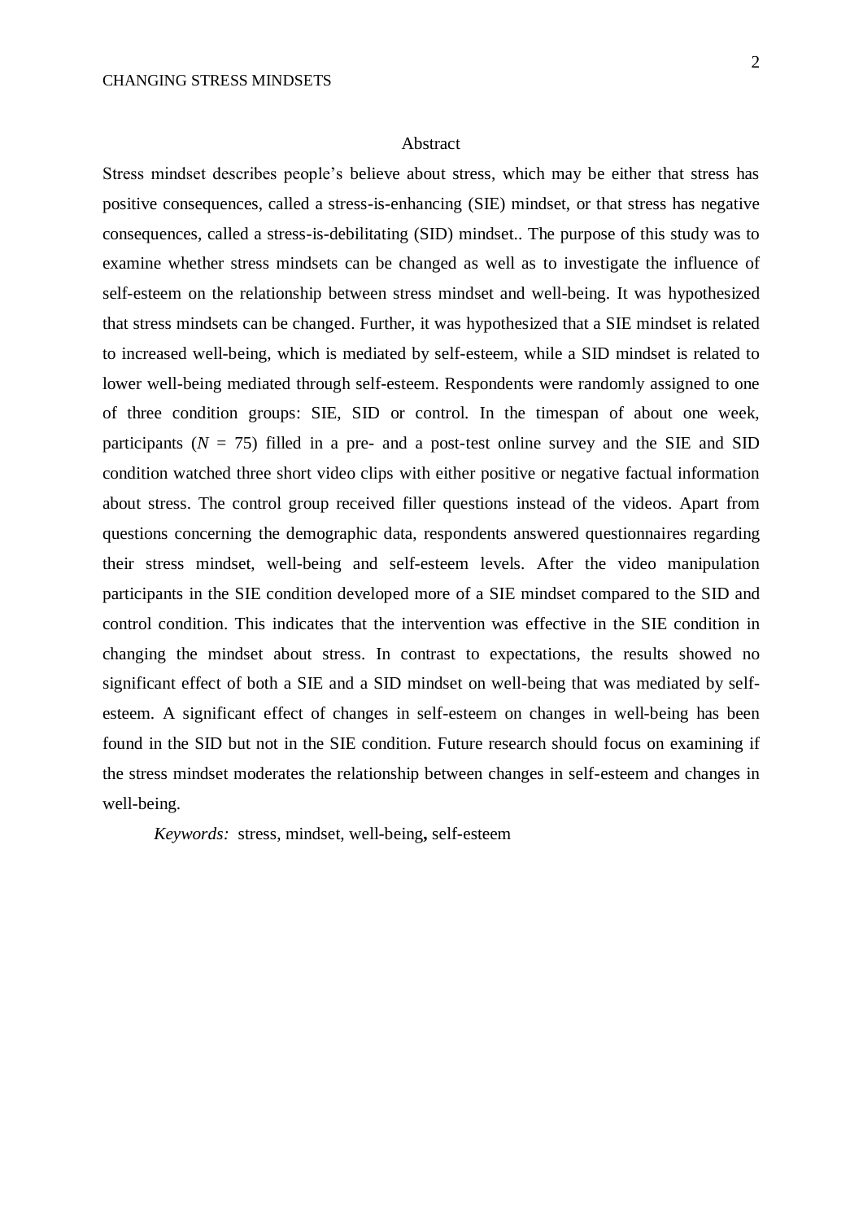## Abstract

Stress mindset describes people's believe about stress, which may be either that stress has positive consequences, called a stress-is-enhancing (SIE) mindset, or that stress has negative consequences, called a stress-is-debilitating (SID) mindset.. The purpose of this study was to examine whether stress mindsets can be changed as well as to investigate the influence of self-esteem on the relationship between stress mindset and well-being. It was hypothesized that stress mindsets can be changed. Further, it was hypothesized that a SIE mindset is related to increased well-being, which is mediated by self-esteem, while a SID mindset is related to lower well-being mediated through self-esteem. Respondents were randomly assigned to one of three condition groups: SIE, SID or control. In the timespan of about one week, participants ($N$ = 75) filled in a pre- and a post-test online survey and the SIE and SID condition watched three short video clips with either positive or negative factual information about stress. The control group received filler questions instead of the videos. Apart from questions concerning the demographic data, respondents answered questionnaires regarding their stress mindset, well-being and self-esteem levels. After the video manipulation participants in the SIE condition developed more of a SIE mindset compared to the SID and control condition. This indicates that the intervention was effective in the SIE condition in changing the mindset about stress. In contrast to expectations, the results showed no significant effect of both a SIE and a SID mindset on well-being that was mediated by self-esteem. A significant effect of changes in self-esteem on changes in well-being has been found in the SID but not in the SIE condition. Future research should focus on examining if the stress mindset moderates the relationship between changes in self-esteem and changes in well-being.

*Keywords:* stress, mindset, well-being**,** self-esteem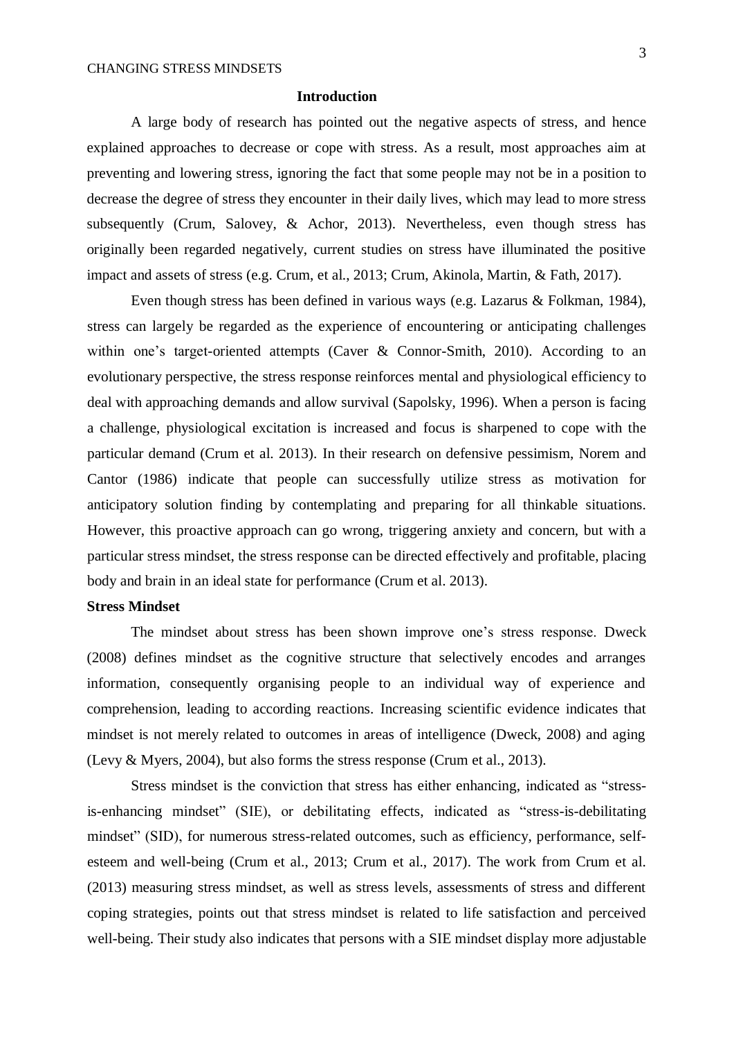## Introduction

A large body of research has pointed out the negative aspects of stress, and hence explained approaches to decrease or cope with stress. As a result, most approaches aim at preventing and lowering stress, ignoring the fact that some people may not be in a position to decrease the degree of stress they encounter in their daily lives, which may lead to more stress subsequently (Crum, Salovey, & Achor, 2013). Nevertheless, even though stress has originally been regarded negatively, current studies on stress have illuminated the positive impact and assets of stress (e.g. Crum, et al., 2013; Crum, Akinola, Martin, & Fath, 2017).

Even though stress has been defined in various ways (e.g. Lazarus & Folkman, 1984), stress can largely be regarded as the experience of encountering or anticipating challenges within one's target-oriented attempts (Caver & Connor-Smith, 2010). According to an evolutionary perspective, the stress response reinforces mental and physiological efficiency to deal with approaching demands and allow survival (Sapolsky, 1996). When a person is facing a challenge, physiological excitation is increased and focus is sharpened to cope with the particular demand (Crum et al. 2013). In their research on defensive pessimism, Norem and Cantor (1986) indicate that people can successfully utilize stress as motivation for anticipatory solution finding by contemplating and preparing for all thinkable situations. However, this proactive approach can go wrong, triggering anxiety and concern, but with a particular stress mindset, the stress response can be directed effectively and profitable, placing body and brain in an ideal state for performance (Crum et al. 2013).

### Stress Mindset

The mindset about stress has been shown improve one's stress response. Dweck (2008) defines mindset as the cognitive structure that selectively encodes and arranges information, consequently organising people to an individual way of experience and comprehension, leading to according reactions. Increasing scientific evidence indicates that mindset is not merely related to outcomes in areas of intelligence (Dweck, 2008) and aging (Levy & Myers, 2004), but also forms the stress response (Crum et al., 2013).

Stress mindset is the conviction that stress has either enhancing, indicated as "stress-is-enhancing mindset" (SIE), or debilitating effects, indicated as "stress-is-debilitating mindset" (SID), for numerous stress-related outcomes, such as efficiency, performance, self-esteem and well-being (Crum et al., 2013; Crum et al., 2017). The work from Crum et al. (2013) measuring stress mindset, as well as stress levels, assessments of stress and different coping strategies, points out that stress mindset is related to life satisfaction and perceived well-being. Their study also indicates that persons with a SIE mindset display more adjustable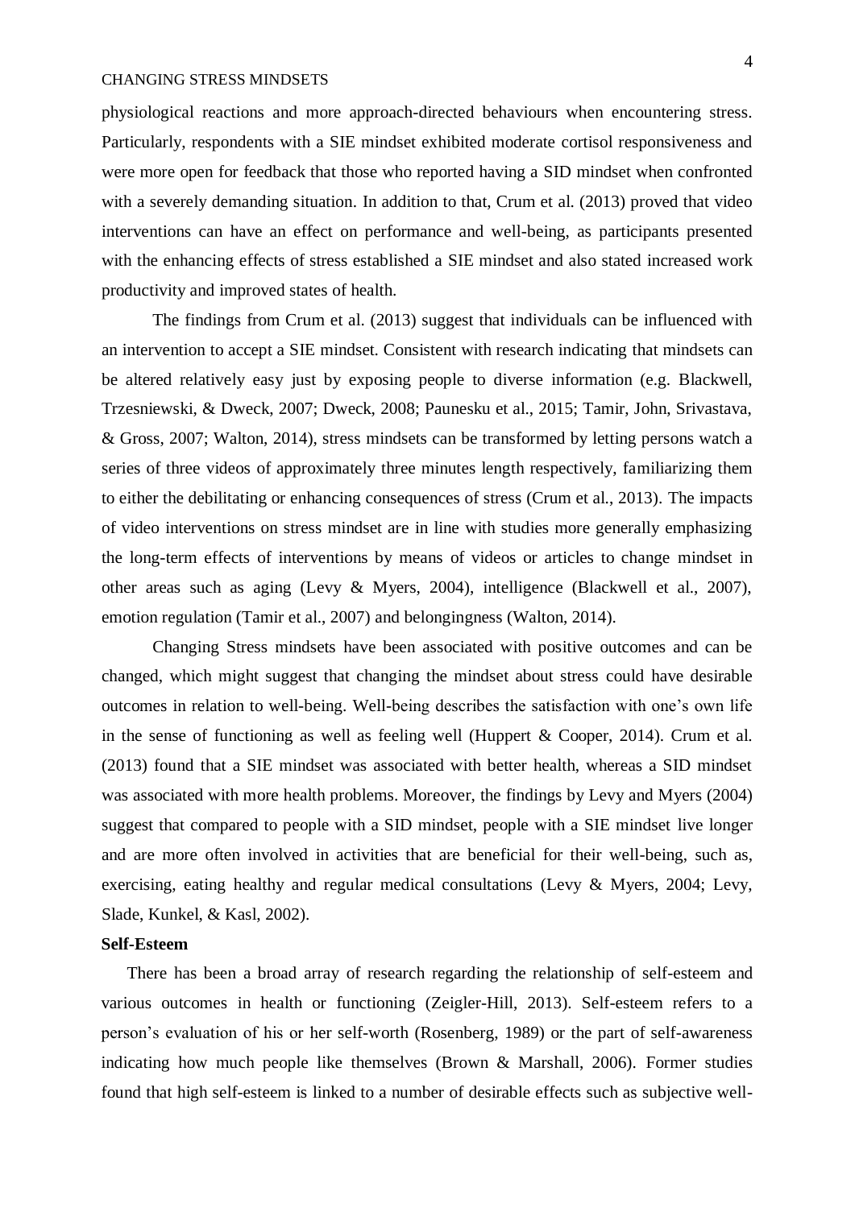physiological reactions and more approach-directed behaviours when encountering stress. Particularly, respondents with a SIE mindset exhibited moderate cortisol responsiveness and were more open for feedback that those who reported having a SID mindset when confronted with a severely demanding situation. In addition to that, Crum et al. (2013) proved that video interventions can have an effect on performance and well-being, as participants presented with the enhancing effects of stress established a SIE mindset and also stated increased work productivity and improved states of health.

The findings from Crum et al. (2013) suggest that individuals can be influenced with an intervention to accept a SIE mindset. Consistent with research indicating that mindsets can be altered relatively easy just by exposing people to diverse information (e.g. Blackwell, Trzesniewski, & Dweck, 2007; Dweck, 2008; Paunesku et al., 2015; Tamir, John, Srivastava, & Gross, 2007; Walton, 2014), stress mindsets can be transformed by letting persons watch a series of three videos of approximately three minutes length respectively, familiarizing them to either the debilitating or enhancing consequences of stress (Crum et al., 2013). The impacts of video interventions on stress mindset are in line with studies more generally emphasizing the long-term effects of interventions by means of videos or articles to change mindset in other areas such as aging (Levy & Myers, 2004), intelligence (Blackwell et al., 2007), emotion regulation (Tamir et al., 2007) and belongingness (Walton, 2014).

Changing Stress mindsets have been associated with positive outcomes and can be changed, which might suggest that changing the mindset about stress could have desirable outcomes in relation to well-being. Well-being describes the satisfaction with one's own life in the sense of functioning as well as feeling well (Huppert & Cooper, 2014). Crum et al. (2013) found that a SIE mindset was associated with better health, whereas a SID mindset was associated with more health problems. Moreover, the findings by Levy and Myers (2004) suggest that compared to people with a SID mindset, people with a SIE mindset live longer and are more often involved in activities that are beneficial for their well-being, such as, exercising, eating healthy and regular medical consultations (Levy & Myers, 2004; Levy, Slade, Kunkel, & Kasl, 2002).

**Self-Esteem**

There has been a broad array of research regarding the relationship of self-esteem and various outcomes in health or functioning (Zeigler-Hill, 2013). Self-esteem refers to a person's evaluation of his or her self-worth (Rosenberg, 1989) or the part of self-awareness indicating how much people like themselves (Brown & Marshall, 2006). Former studies found that high self-esteem is linked to a number of desirable effects such as subjective well-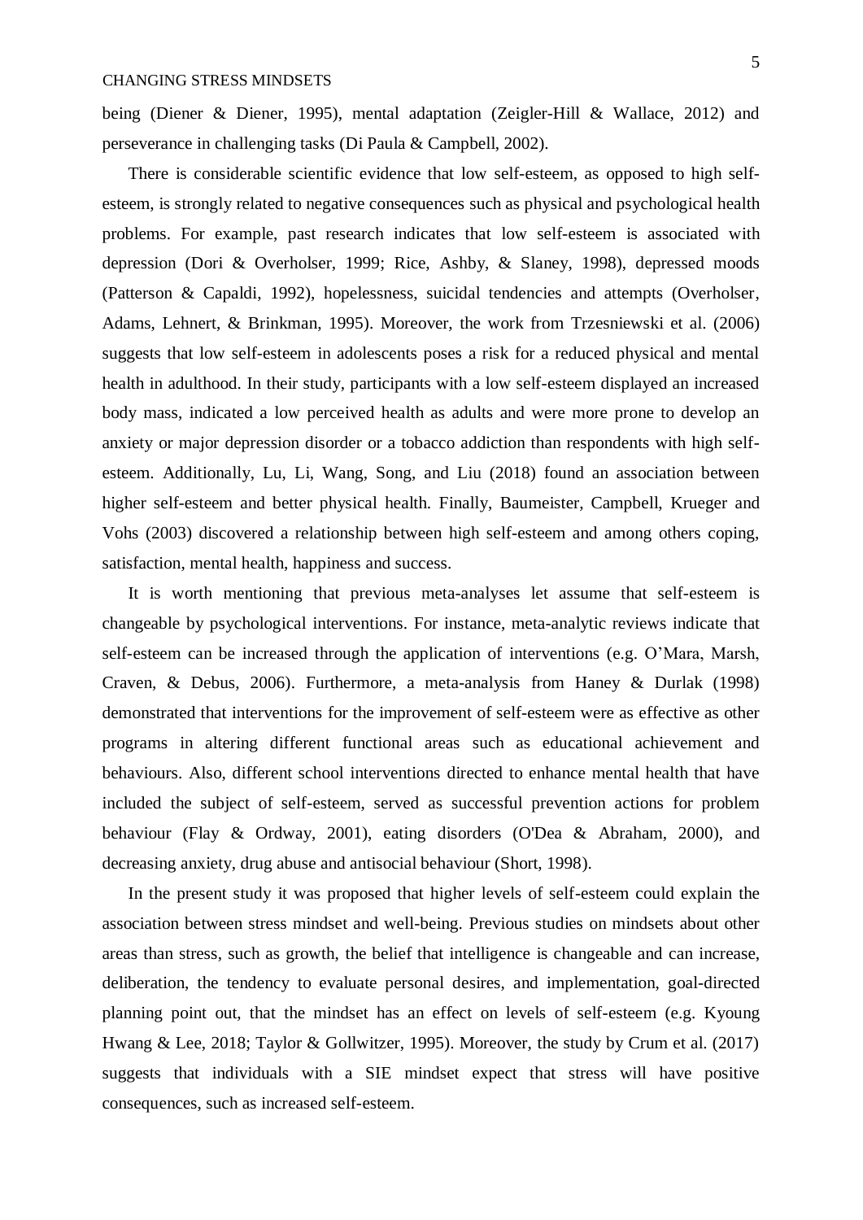being (Diener & Diener, 1995), mental adaptation (Zeigler-Hill & Wallace, 2012) and perseverance in challenging tasks (Di Paula & Campbell, 2002).

There is considerable scientific evidence that low self-esteem, as opposed to high self-esteem, is strongly related to negative consequences such as physical and psychological health problems. For example, past research indicates that low self-esteem is associated with depression (Dori & Overholser, 1999; Rice, Ashby, & Slaney, 1998), depressed moods (Patterson & Capaldi, 1992), hopelessness, suicidal tendencies and attempts (Overholser, Adams, Lehnert, & Brinkman, 1995). Moreover, the work from Trzesniewski et al. (2006) suggests that low self-esteem in adolescents poses a risk for a reduced physical and mental health in adulthood. In their study, participants with a low self-esteem displayed an increased body mass, indicated a low perceived health as adults and were more prone to develop an anxiety or major depression disorder or a tobacco addiction than respondents with high self-esteem. Additionally, Lu, Li, Wang, Song, and Liu (2018) found an association between higher self-esteem and better physical health. Finally, Baumeister, Campbell, Krueger and Vohs (2003) discovered a relationship between high self-esteem and among others coping, satisfaction, mental health, happiness and success.

It is worth mentioning that previous meta-analyses let assume that self-esteem is changeable by psychological interventions. For instance, meta-analytic reviews indicate that self-esteem can be increased through the application of interventions (e.g. O'Mara, Marsh, Craven, & Debus, 2006). Furthermore, a meta-analysis from Haney & Durlak (1998) demonstrated that interventions for the improvement of self-esteem were as effective as other programs in altering different functional areas such as educational achievement and behaviours. Also, different school interventions directed to enhance mental health that have included the subject of self-esteem, served as successful prevention actions for problem behaviour (Flay & Ordway, 2001), eating disorders (O'Dea & Abraham, 2000), and decreasing anxiety, drug abuse and antisocial behaviour (Short, 1998).

In the present study it was proposed that higher levels of self-esteem could explain the association between stress mindset and well-being. Previous studies on mindsets about other areas than stress, such as growth, the belief that intelligence is changeable and can increase, deliberation, the tendency to evaluate personal desires, and implementation, goal-directed planning point out, that the mindset has an effect on levels of self-esteem (e.g. Kyoung Hwang & Lee, 2018; Taylor & Gollwitzer, 1995). Moreover, the study by Crum et al. (2017) suggests that individuals with a SIE mindset expect that stress will have positive consequences, such as increased self-esteem.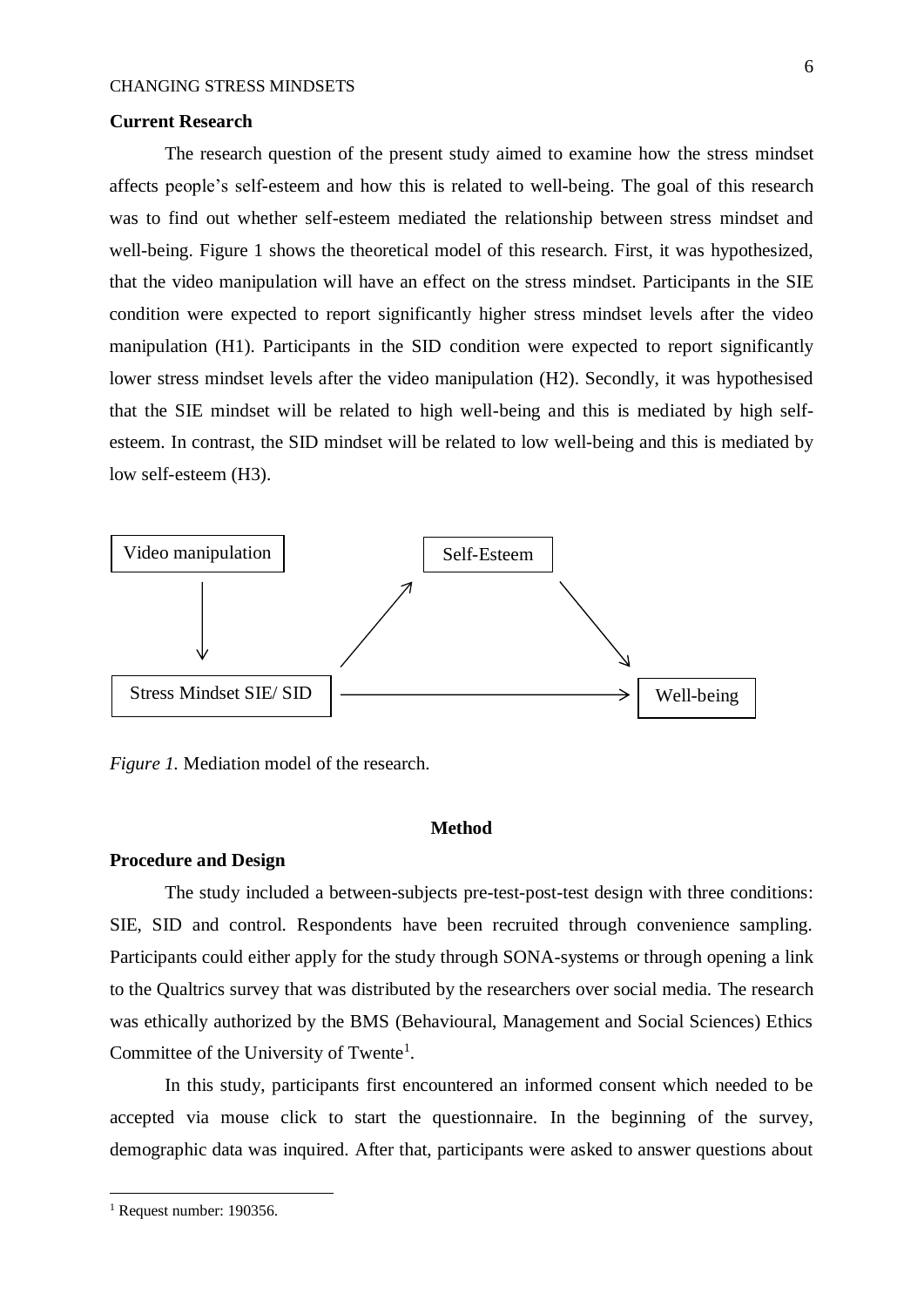## Current Research

The research question of the present study aimed to examine how the stress mindset affects people's self-esteem and how this is related to well-being. The goal of this research was to find out whether self-esteem mediated the relationship between stress mindset and well-being. Figure 1 shows the theoretical model of this research. First, it was hypothesized, that the video manipulation will have an effect on the stress mindset. Participants in the SIE condition were expected to report significantly higher stress mindset levels after the video manipulation (H1). Participants in the SID condition were expected to report significantly lower stress mindset levels after the video manipulation (H2). Secondly, it was hypothesised that the SIE mindset will be related to high well-being and this is mediated by high self-esteem. In contrast, the SID mindset will be related to low well-being and this is mediated by low self-esteem (H3).

Video manipulation → Stress Mindset SIE/ SID → Self-Esteem → Well-being; Stress Mindset SIE/ SID → Well-being

*Figure 1.* Mediation model of the research.

# Method

## Procedure and Design

The study included a between-subjects pre-test-post-test design with three conditions: SIE, SID and control. Respondents have been recruited through convenience sampling. Participants could either apply for the study through SONA-systems or through opening a link to the Qualtrics survey that was distributed by the researchers over social media. The research was ethically authorized by the BMS (Behavioural, Management and Social Sciences) Ethics Committee of the University of Twente[1].

In this study, participants first encountered an informed consent which needed to be accepted via mouse click to start the questionnaire. In the beginning of the survey, demographic data was inquired. After that, participants were asked to answer questions about

[1] Request number: 190356.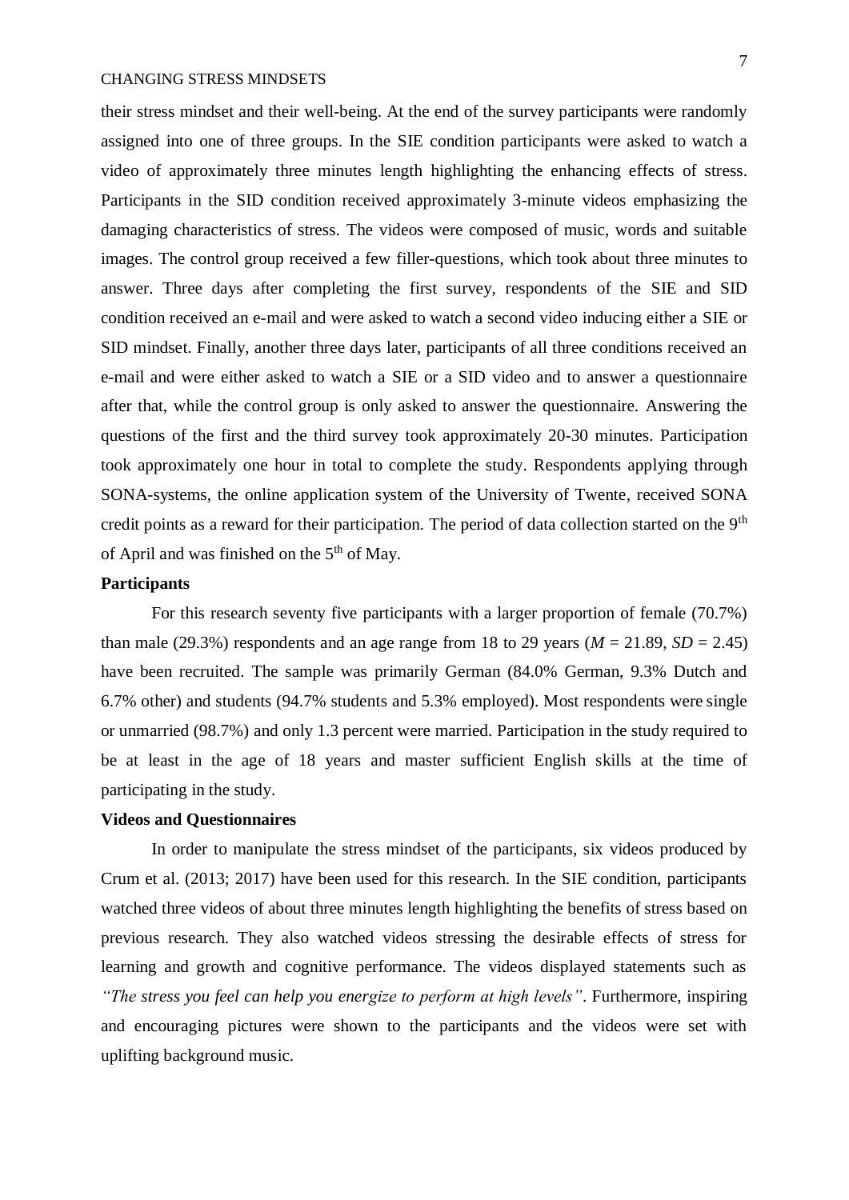their stress mindset and their well-being. At the end of the survey participants were randomly assigned into one of three groups. In the SIE condition participants were asked to watch a video of approximately three minutes length highlighting the enhancing effects of stress. Participants in the SID condition received approximately 3-minute videos emphasizing the damaging characteristics of stress. The videos were composed of music, words and suitable images. The control group received a few filler-questions, which took about three minutes to answer. Three days after completing the first survey, respondents of the SIE and SID condition received an e-mail and were asked to watch a second video inducing either a SIE or SID mindset. Finally, another three days later, participants of all three conditions received an e-mail and were either asked to watch a SIE or a SID video and to answer a questionnaire after that, while the control group is only asked to answer the questionnaire. Answering the questions of the first and the third survey took approximately 20-30 minutes. Participation took approximately one hour in total to complete the study. Respondents applying through SONA-systems, the online application system of the University of Twente, received SONA credit points as a reward for their participation. The period of data collection started on the 9th of April and was finished on the 5th of May.

**Participants**

For this research seventy five participants with a larger proportion of female (70.7%) than male (29.3%) respondents and an age range from 18 to 29 years ($M$ = 21.89, $SD$ = 2.45) have been recruited. The sample was primarily German (84.0% German, 9.3% Dutch and 6.7% other) and students (94.7% students and 5.3% employed). Most respondents were single or unmarried (98.7%) and only 1.3 percent were married. Participation in the study required to be at least in the age of 18 years and master sufficient English skills at the time of participating in the study.

**Videos and Questionnaires**

In order to manipulate the stress mindset of the participants, six videos produced by Crum et al. (2013; 2017) have been used for this research. In the SIE condition, participants watched three videos of about three minutes length highlighting the benefits of stress based on previous research. They also watched videos stressing the desirable effects of stress for learning and growth and cognitive performance. The videos displayed statements such as *"The stress you feel can help you energize to perform at high levels"*. Furthermore, inspiring and encouraging pictures were shown to the participants and the videos were set with uplifting background music.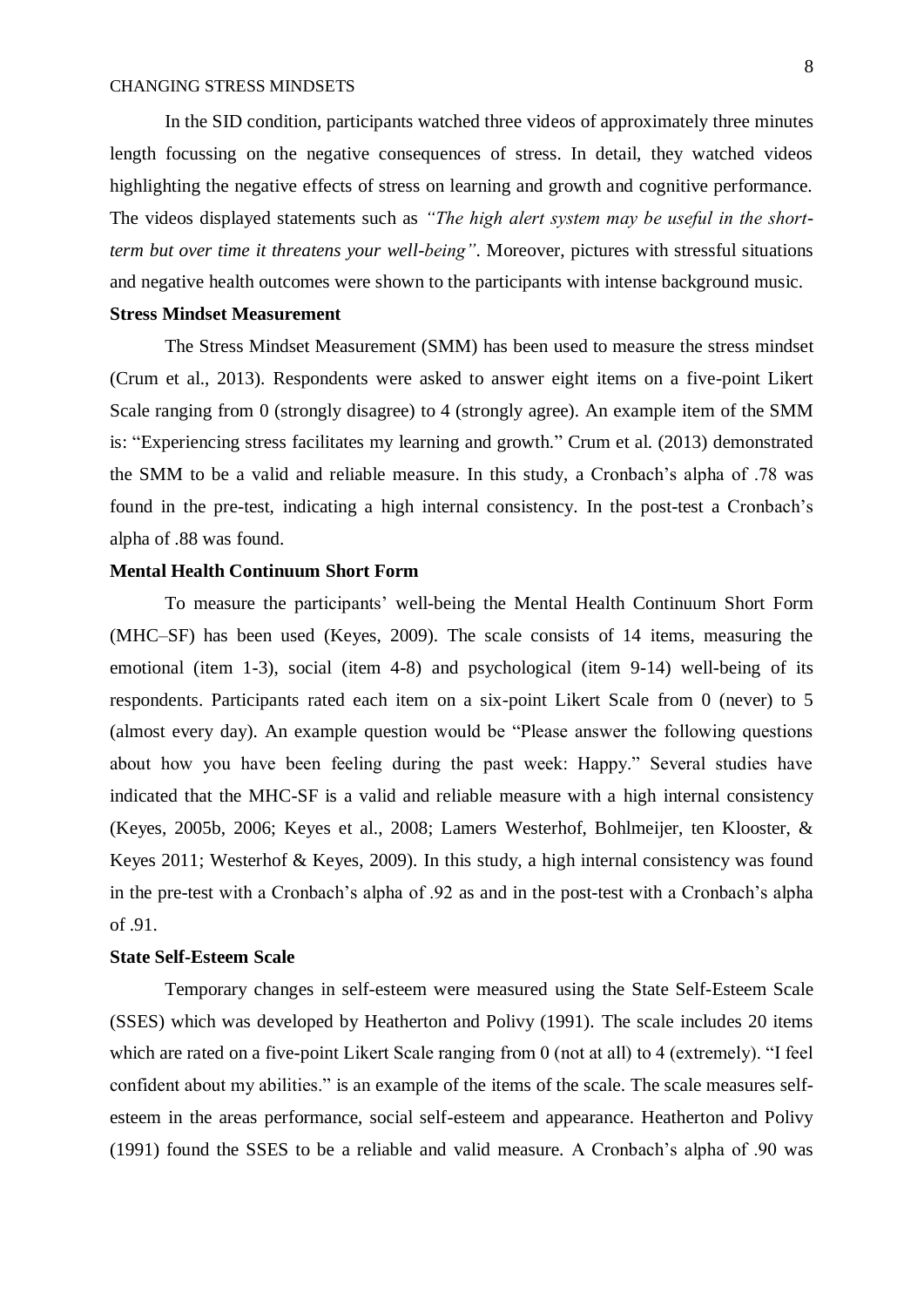In the SID condition, participants watched three videos of approximately three minutes length focussing on the negative consequences of stress. In detail, they watched videos highlighting the negative effects of stress on learning and growth and cognitive performance. The videos displayed statements such as *"The high alert system may be useful in the short-term but over time it threatens your well-being"*. Moreover, pictures with stressful situations and negative health outcomes were shown to the participants with intense background music.

**Stress Mindset Measurement**

The Stress Mindset Measurement (SMM) has been used to measure the stress mindset (Crum et al., 2013). Respondents were asked to answer eight items on a five-point Likert Scale ranging from 0 (strongly disagree) to 4 (strongly agree). An example item of the SMM is: "Experiencing stress facilitates my learning and growth." Crum et al. (2013) demonstrated the SMM to be a valid and reliable measure. In this study, a Cronbach's alpha of .78 was found in the pre-test, indicating a high internal consistency. In the post-test a Cronbach's alpha of .88 was found.

**Mental Health Continuum Short Form**

To measure the participants' well-being the Mental Health Continuum Short Form (MHC–SF) has been used (Keyes, 2009). The scale consists of 14 items, measuring the emotional (item 1-3), social (item 4-8) and psychological (item 9-14) well-being of its respondents. Participants rated each item on a six-point Likert Scale from 0 (never) to 5 (almost every day). An example question would be "Please answer the following questions about how you have been feeling during the past week: Happy." Several studies have indicated that the MHC-SF is a valid and reliable measure with a high internal consistency (Keyes, 2005b, 2006; Keyes et al., 2008; Lamers Westerhof, Bohlmeijer, ten Klooster, & Keyes 2011; Westerhof & Keyes, 2009). In this study, a high internal consistency was found in the pre-test with a Cronbach's alpha of .92 as and in the post-test with a Cronbach's alpha of .91.

**State Self-Esteem Scale**

Temporary changes in self-esteem were measured using the State Self-Esteem Scale (SSES) which was developed by Heatherton and Polivy (1991). The scale includes 20 items which are rated on a five-point Likert Scale ranging from 0 (not at all) to 4 (extremely). "I feel confident about my abilities." is an example of the items of the scale. The scale measures self-esteem in the areas performance, social self-esteem and appearance. Heatherton and Polivy (1991) found the SSES to be a reliable and valid measure. A Cronbach's alpha of .90 was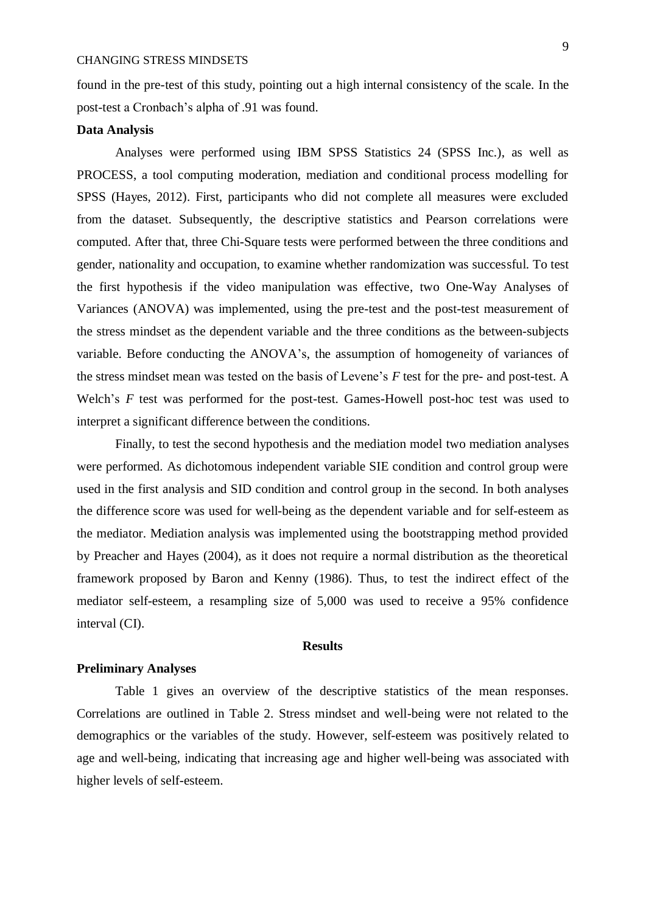found in the pre-test of this study, pointing out a high internal consistency of the scale. In the post-test a Cronbach's alpha of .91 was found.

**Data Analysis**

Analyses were performed using IBM SPSS Statistics 24 (SPSS Inc.), as well as PROCESS, a tool computing moderation, mediation and conditional process modelling for SPSS (Hayes, 2012). First, participants who did not complete all measures were excluded from the dataset. Subsequently, the descriptive statistics and Pearson correlations were computed. After that, three Chi-Square tests were performed between the three conditions and gender, nationality and occupation, to examine whether randomization was successful. To test the first hypothesis if the video manipulation was effective, two One-Way Analyses of Variances (ANOVA) was implemented, using the pre-test and the post-test measurement of the stress mindset as the dependent variable and the three conditions as the between-subjects variable. Before conducting the ANOVA's, the assumption of homogeneity of variances of the stress mindset mean was tested on the basis of Levene's *F* test for the pre- and post-test. A Welch's *F* test was performed for the post-test. Games-Howell post-hoc test was used to interpret a significant difference between the conditions.

Finally, to test the second hypothesis and the mediation model two mediation analyses were performed. As dichotomous independent variable SIE condition and control group were used in the first analysis and SID condition and control group in the second. In both analyses the difference score was used for well-being as the dependent variable and for self-esteem as the mediator. Mediation analysis was implemented using the bootstrapping method provided by Preacher and Hayes (2004), as it does not require a normal distribution as the theoretical framework proposed by Baron and Kenny (1986). Thus, to test the indirect effect of the mediator self-esteem, a resampling size of 5,000 was used to receive a 95% confidence interval (CI).

## Results

**Preliminary Analyses**

Table 1 gives an overview of the descriptive statistics of the mean responses. Correlations are outlined in Table 2. Stress mindset and well-being were not related to the demographics or the variables of the study. However, self-esteem was positively related to age and well-being, indicating that increasing age and higher well-being was associated with higher levels of self-esteem.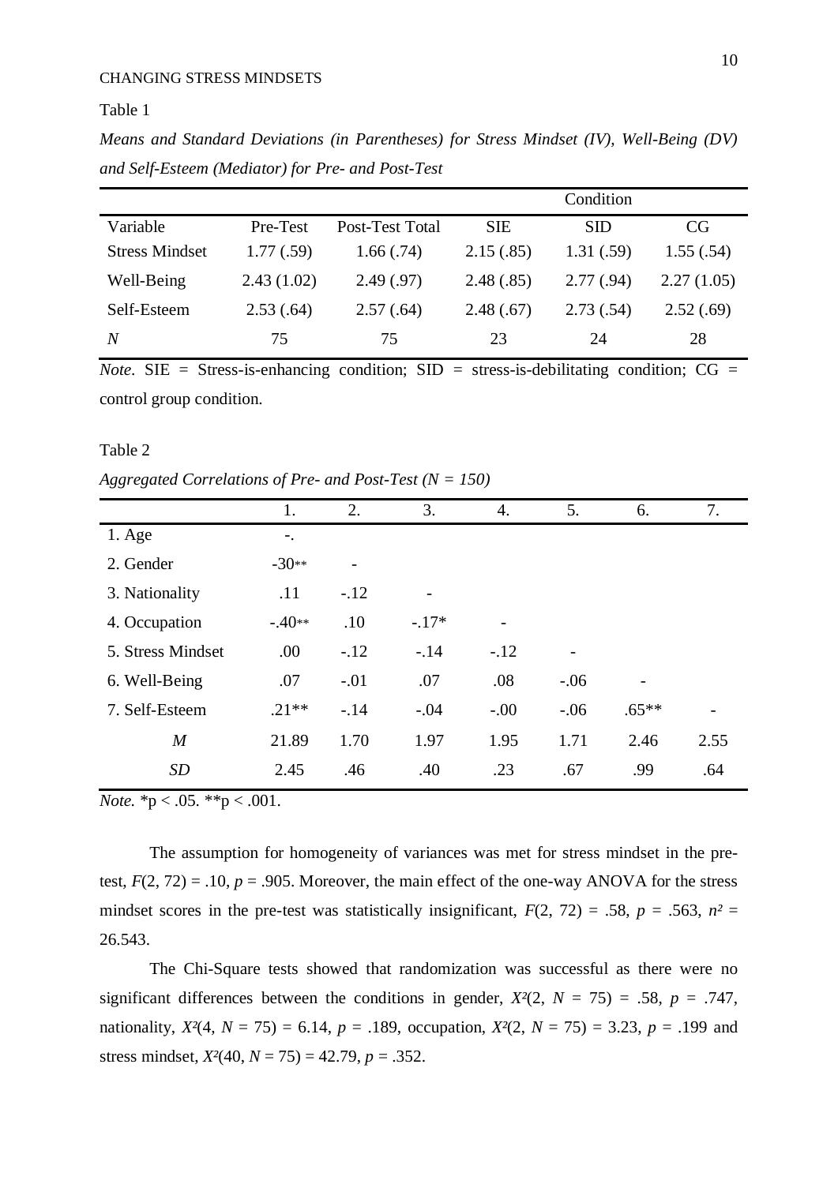Table 1

*Means and Standard Deviations (in Parentheses) for Stress Mindset (IV), Well-Being (DV) and Self-Esteem (Mediator) for Pre- and Post-Test*

| | | | | Condition | |
|---|---|---|---|---|---|
| Variable | Pre-Test | Post-Test Total | SIE | SID | CG |
| Stress Mindset | 1.77 (.59) | 1.66 (.74) | 2.15 (.85) | 1.31 (.59) | 1.55 (.54) |
| Well-Being | 2.43 (1.02) | 2.49 (.97) | 2.48 (.85) | 2.77 (.94) | 2.27 (1.05) |
| Self-Esteem | 2.53 (.64) | 2.57 (.64) | 2.48 (.67) | 2.73 (.54) | 2.52 (.69) |
| *N* | 75 | 75 | 23 | 24 | 28 |

*Note*. SIE = Stress-is-enhancing condition; SID = stress-is-debilitating condition; CG = control group condition.

Table 2

*Aggregated Correlations of Pre- and Post-Test (N = 150)*

| | 1. | 2. | 3. | 4. | 5. | 6. | 7. |
|---|---|---|---|---|---|---|---|
| 1. Age | -. | | | | | | |
| 2. Gender | -30** | - | | | | | |
| 3. Nationality | .11 | -.12 | - | | | | |
| 4. Occupation | -.40** | .10 | -.17* | - | | | |
| 5. Stress Mindset | .00 | -.12 | -.14 | -.12 | - | | |
| 6. Well-Being | .07 | -.01 | .07 | .08 | -.06 | - | |
| 7. Self-Esteem | .21** | -.14 | -.04 | -.00 | -.06 | .65** | - |
| *M* | 21.89 | 1.70 | 1.97 | 1.95 | 1.71 | 2.46 | 2.55 |
| *SD* | 2.45 | .46 | .40 | .23 | .67 | .99 | .64 |

*Note.* *p < .05. **p < .001.

The assumption for homogeneity of variances was met for stress mindset in the pre-test, $F(2, 72) = .10$, $p = .905$. Moreover, the main effect of the one-way ANOVA for the stress mindset scores in the pre-test was statistically insignificant, $F(2, 72) = .58$, $p = .563$, $n^2 = 26.543$.

The Chi-Square tests showed that randomization was successful as there were no significant differences between the conditions in gender, $X^2(2, N = 75) = .58$, $p = .747$, nationality, $X^2(4, N = 75) = 6.14$, $p = .189$, occupation, $X^2(2, N = 75) = 3.23$, $p = .199$ and stress mindset, $X^2(40, N = 75) = 42.79$, $p = .352$.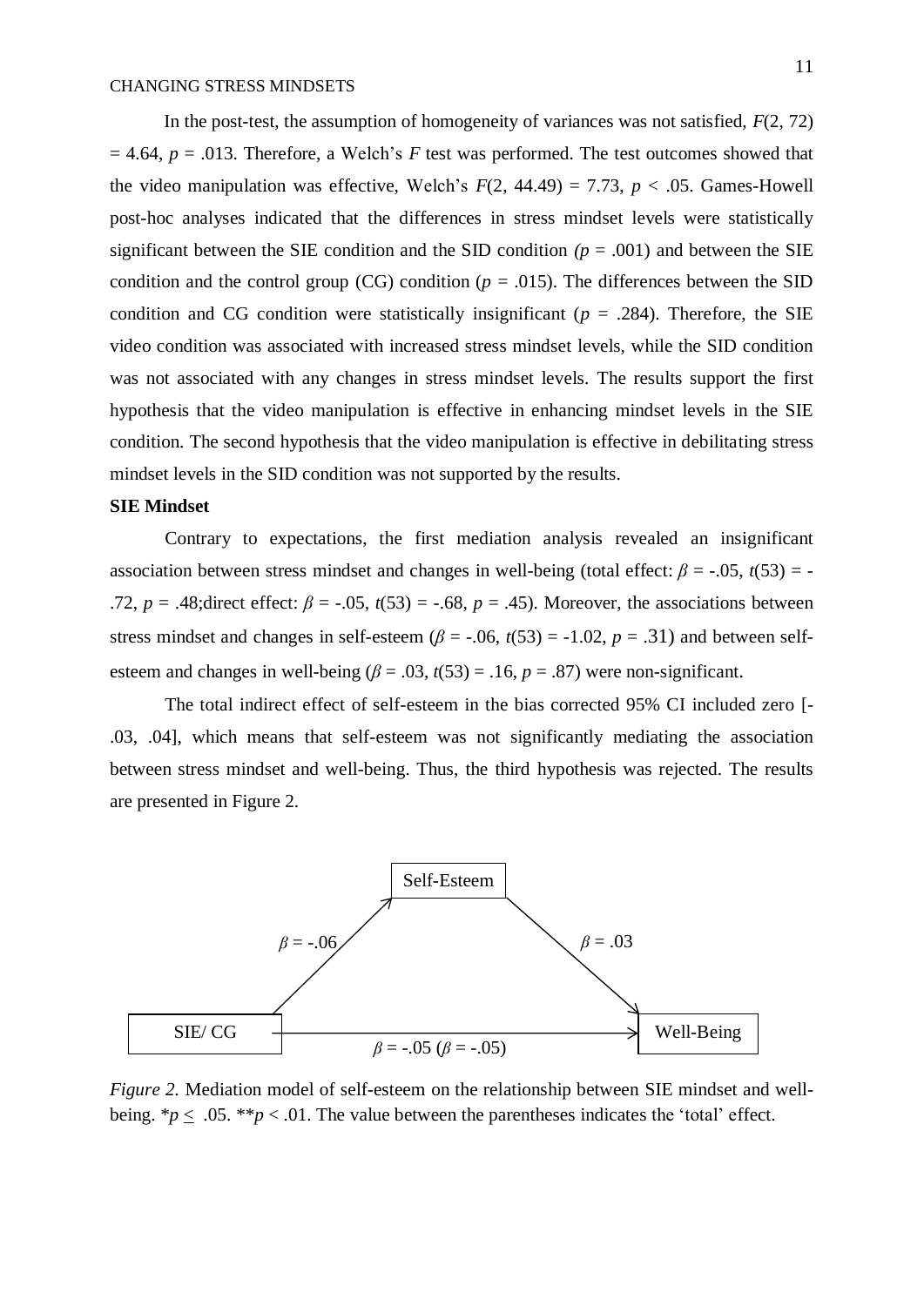In the post-test, the assumption of homogeneity of variances was not satisfied, $F(2, 72) = 4.64$, $p = .013$. Therefore, a Welch's $F$ test was performed. The test outcomes showed that the video manipulation was effective, Welch's $F(2, 44.49) = 7.73$, $p < .05$. Games-Howell post-hoc analyses indicated that the differences in stress mindset levels were statistically significant between the SIE condition and the SID condition ($p = .001$) and between the SIE condition and the control group (CG) condition ($p = .015$). The differences between the SID condition and CG condition were statistically insignificant ($p = .284$). Therefore, the SIE video condition was associated with increased stress mindset levels, while the SID condition was not associated with any changes in stress mindset levels. The results support the first hypothesis that the video manipulation is effective in enhancing mindset levels in the SIE condition. The second hypothesis that the video manipulation is effective in debilitating stress mindset levels in the SID condition was not supported by the results.

**SIE Mindset**

Contrary to expectations, the first mediation analysis revealed an insignificant association between stress mindset and changes in well-being (total effect: $\beta = -.05$, $t(53) = -.72$, $p = .48$;direct effect: $\beta = -.05$, $t(53) = -.68$, $p = .45$). Moreover, the associations between stress mindset and changes in self-esteem ($\beta = -.06$, $t(53) = -1.02$, $p = .31$) and between self-esteem and changes in well-being ($\beta = .03$, $t(53) = .16$, $p = .87$) were non-significant.

The total indirect effect of self-esteem in the bias corrected 95% CI included zero [-.03, .04], which means that self-esteem was not significantly mediating the association between stress mindset and well-being. Thus, the third hypothesis was rejected. The results are presented in Figure 2.

Self-Esteem

$\beta = -.06$ $\beta = .03$

SIE/ CG → Well-Being

$\beta = -.05$ ($\beta = -.05$)

*Figure 2.* Mediation model of self-esteem on the relationship between SIE mindset and well-being. $*p \leq .05$. $**p < .01$. The value between the parentheses indicates the 'total' effect.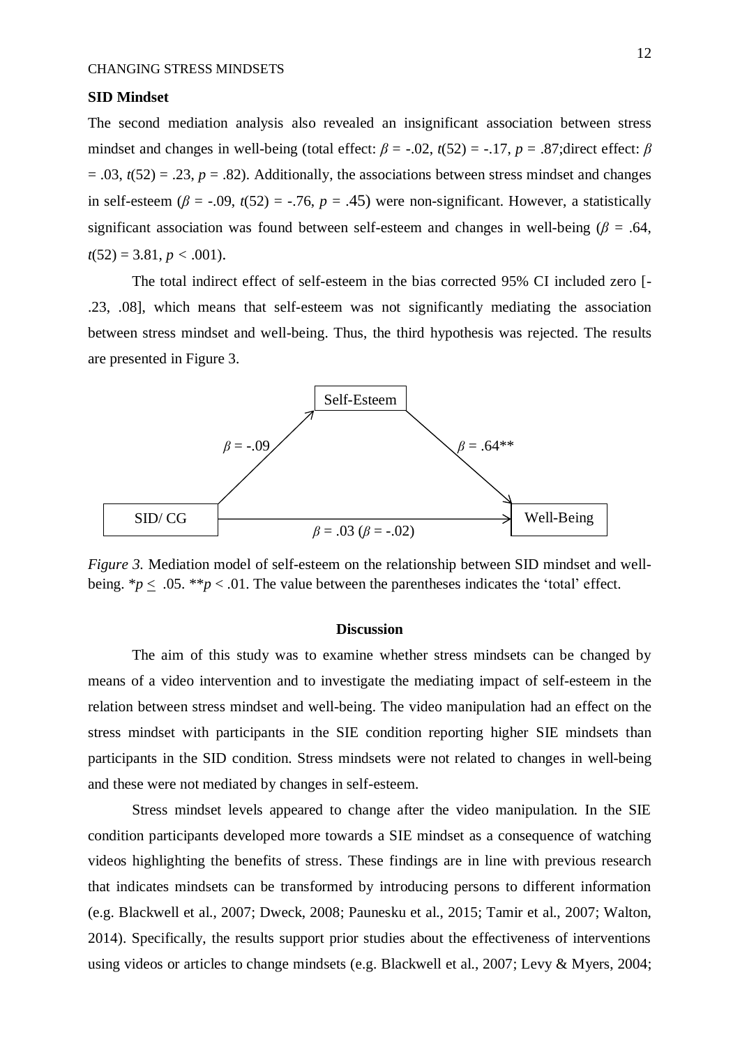**SID Mindset**

The second mediation analysis also revealed an insignificant association between stress mindset and changes in well-being (total effect: $\beta$ = -.02, $t$(52) = -.17, $p$ = .87;direct effect: $\beta$ = .03, $t$(52) = .23, $p$ = .82). Additionally, the associations between stress mindset and changes in self-esteem ($\beta$ = -.09, $t$(52) = -.76, $p$ = .45) were non-significant. However, a statistically significant association was found between self-esteem and changes in well-being ($\beta$ = .64, $t$(52) = 3.81, $p$ < .001).

The total indirect effect of self-esteem in the bias corrected 95% CI included zero [-.23, .08], which means that self-esteem was not significantly mediating the association between stress mindset and well-being. Thus, the third hypothesis was rejected. The results are presented in Figure 3.

Self-Esteem

$\beta$ = -.09

$\beta$ = .64**

SID/ CG

Well-Being

$\beta$ = .03 ($\beta$ = -.02)

*Figure 3.* Mediation model of self-esteem on the relationship between SID mindset and well-being. *$p \leq$ .05. **$p$ < .01. The value between the parentheses indicates the 'total' effect.

## Discussion

The aim of this study was to examine whether stress mindsets can be changed by means of a video intervention and to investigate the mediating impact of self-esteem in the relation between stress mindset and well-being. The video manipulation had an effect on the stress mindset with participants in the SIE condition reporting higher SIE mindsets than participants in the SID condition. Stress mindsets were not related to changes in well-being and these were not mediated by changes in self-esteem.

Stress mindset levels appeared to change after the video manipulation. In the SIE condition participants developed more towards a SIE mindset as a consequence of watching videos highlighting the benefits of stress. These findings are in line with previous research that indicates mindsets can be transformed by introducing persons to different information (e.g. Blackwell et al., 2007; Dweck, 2008; Paunesku et al., 2015; Tamir et al., 2007; Walton, 2014). Specifically, the results support prior studies about the effectiveness of interventions using videos or articles to change mindsets (e.g. Blackwell et al., 2007; Levy & Myers, 2004;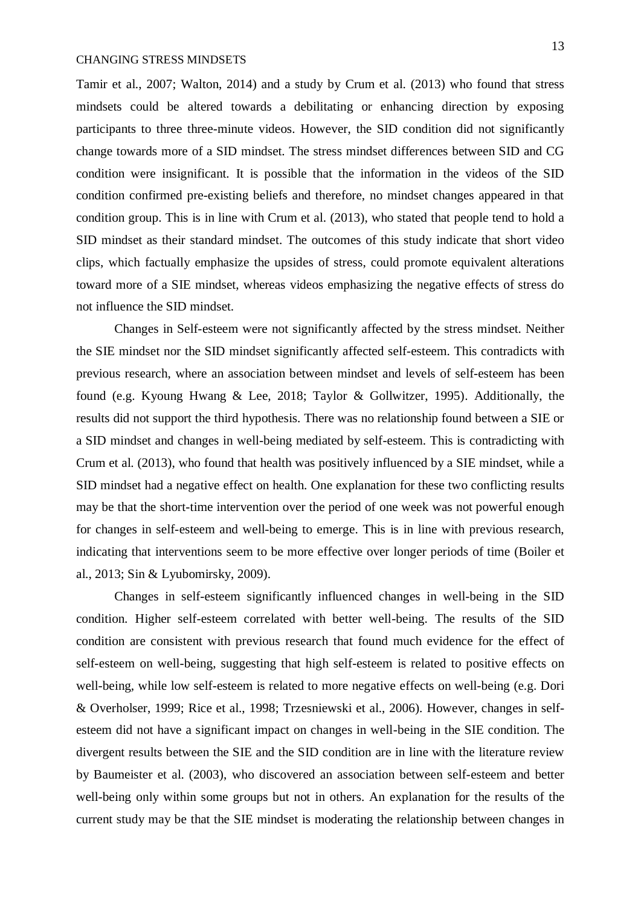Tamir et al., 2007; Walton, 2014) and a study by Crum et al. (2013) who found that stress mindsets could be altered towards a debilitating or enhancing direction by exposing participants to three three-minute videos. However, the SID condition did not significantly change towards more of a SID mindset. The stress mindset differences between SID and CG condition were insignificant. It is possible that the information in the videos of the SID condition confirmed pre-existing beliefs and therefore, no mindset changes appeared in that condition group. This is in line with Crum et al. (2013), who stated that people tend to hold a SID mindset as their standard mindset. The outcomes of this study indicate that short video clips, which factually emphasize the upsides of stress, could promote equivalent alterations toward more of a SIE mindset, whereas videos emphasizing the negative effects of stress do not influence the SID mindset.

Changes in Self-esteem were not significantly affected by the stress mindset. Neither the SIE mindset nor the SID mindset significantly affected self-esteem. This contradicts with previous research, where an association between mindset and levels of self-esteem has been found (e.g. Kyoung Hwang & Lee, 2018; Taylor & Gollwitzer, 1995). Additionally, the results did not support the third hypothesis. There was no relationship found between a SIE or a SID mindset and changes in well-being mediated by self-esteem. This is contradicting with Crum et al. (2013), who found that health was positively influenced by a SIE mindset, while a SID mindset had a negative effect on health. One explanation for these two conflicting results may be that the short-time intervention over the period of one week was not powerful enough for changes in self-esteem and well-being to emerge. This is in line with previous research, indicating that interventions seem to be more effective over longer periods of time (Boiler et al., 2013; Sin & Lyubomirsky, 2009).

Changes in self-esteem significantly influenced changes in well-being in the SID condition. Higher self-esteem correlated with better well-being. The results of the SID condition are consistent with previous research that found much evidence for the effect of self-esteem on well-being, suggesting that high self-esteem is related to positive effects on well-being, while low self-esteem is related to more negative effects on well-being (e.g. Dori & Overholser, 1999; Rice et al., 1998; Trzesniewski et al., 2006). However, changes in self-esteem did not have a significant impact on changes in well-being in the SIE condition. The divergent results between the SIE and the SID condition are in line with the literature review by Baumeister et al. (2003), who discovered an association between self-esteem and better well-being only within some groups but not in others. An explanation for the results of the current study may be that the SIE mindset is moderating the relationship between changes in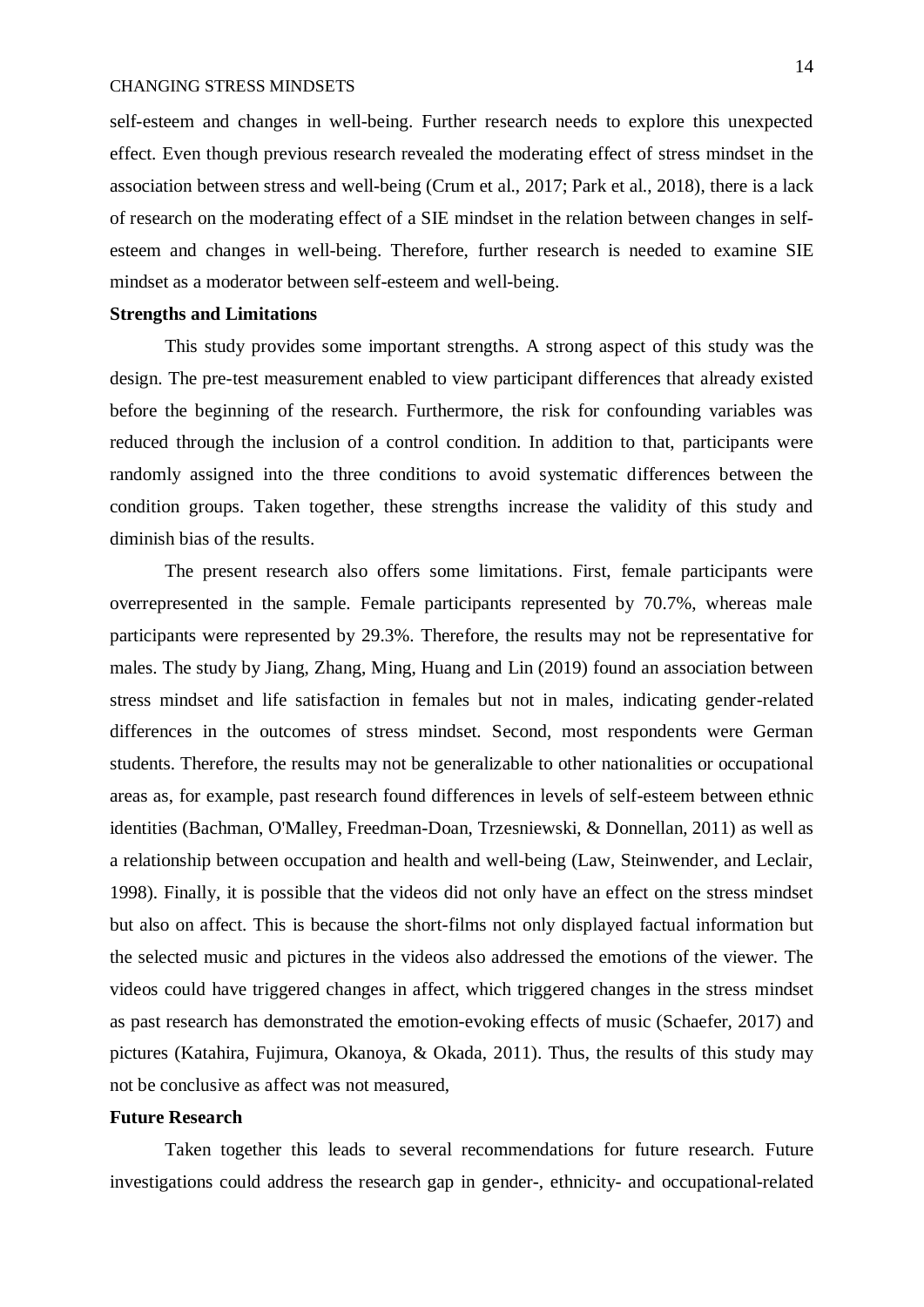self-esteem and changes in well-being. Further research needs to explore this unexpected effect. Even though previous research revealed the moderating effect of stress mindset in the association between stress and well-being (Crum et al., 2017; Park et al., 2018), there is a lack of research on the moderating effect of a SIE mindset in the relation between changes in self-esteem and changes in well-being. Therefore, further research is needed to examine SIE mindset as a moderator between self-esteem and well-being.

**Strengths and Limitations**

This study provides some important strengths. A strong aspect of this study was the design. The pre-test measurement enabled to view participant differences that already existed before the beginning of the research. Furthermore, the risk for confounding variables was reduced through the inclusion of a control condition. In addition to that, participants were randomly assigned into the three conditions to avoid systematic differences between the condition groups. Taken together, these strengths increase the validity of this study and diminish bias of the results.

The present research also offers some limitations. First, female participants were overrepresented in the sample. Female participants represented by 70.7%, whereas male participants were represented by 29.3%. Therefore, the results may not be representative for males. The study by Jiang, Zhang, Ming, Huang and Lin (2019) found an association between stress mindset and life satisfaction in females but not in males, indicating gender-related differences in the outcomes of stress mindset. Second, most respondents were German students. Therefore, the results may not be generalizable to other nationalities or occupational areas as, for example, past research found differences in levels of self-esteem between ethnic identities (Bachman, O'Malley, Freedman-Doan, Trzesniewski, & Donnellan, 2011) as well as a relationship between occupation and health and well-being (Law, Steinwender, and Leclair, 1998). Finally, it is possible that the videos did not only have an effect on the stress mindset but also on affect. This is because the short-films not only displayed factual information but the selected music and pictures in the videos also addressed the emotions of the viewer. The videos could have triggered changes in affect, which triggered changes in the stress mindset as past research has demonstrated the emotion-evoking effects of music (Schaefer, 2017) and pictures (Katahira, Fujimura, Okanoya, & Okada, 2011). Thus, the results of this study may not be conclusive as affect was not measured,

**Future Research**

Taken together this leads to several recommendations for future research. Future investigations could address the research gap in gender-, ethnicity- and occupational-related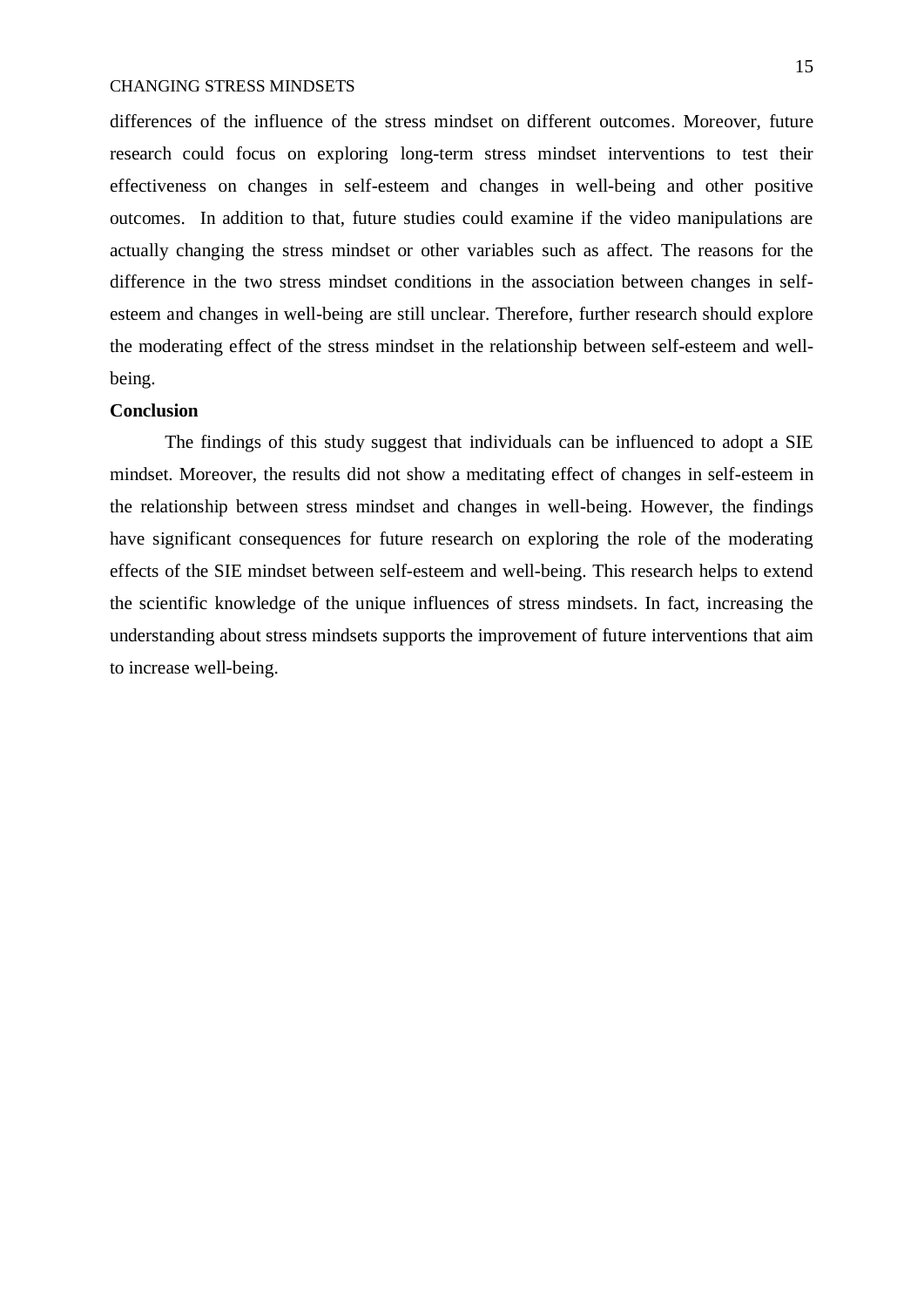differences of the influence of the stress mindset on different outcomes. Moreover, future research could focus on exploring long-term stress mindset interventions to test their effectiveness on changes in self-esteem and changes in well-being and other positive outcomes. In addition to that, future studies could examine if the video manipulations are actually changing the stress mindset or other variables such as affect. The reasons for the difference in the two stress mindset conditions in the association between changes in self-esteem and changes in well-being are still unclear. Therefore, further research should explore the moderating effect of the stress mindset in the relationship between self-esteem and well-being.

**Conclusion**

The findings of this study suggest that individuals can be influenced to adopt a SIE mindset. Moreover, the results did not show a meditating effect of changes in self-esteem in the relationship between stress mindset and changes in well-being. However, the findings have significant consequences for future research on exploring the role of the moderating effects of the SIE mindset between self-esteem and well-being. This research helps to extend the scientific knowledge of the unique influences of stress mindsets. In fact, increasing the understanding about stress mindsets supports the improvement of future interventions that aim to increase well-being.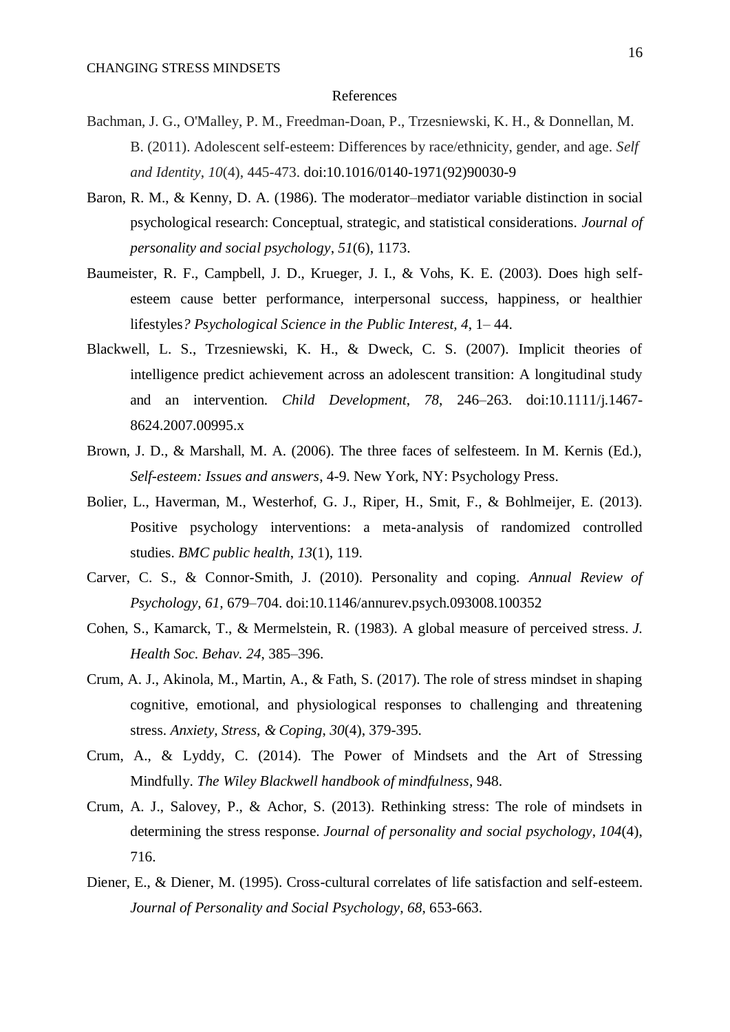# References

Bachman, J. G., O'Malley, P. M., Freedman-Doan, P., Trzesniewski, K. H., & Donnellan, M. B. (2011). Adolescent self-esteem: Differences by race/ethnicity, gender, and age. *Self and Identity*, *10*(4), 445-473. doi:10.1016/0140-1971(92)90030-9

Baron, R. M., & Kenny, D. A. (1986). The moderator–mediator variable distinction in social psychological research: Conceptual, strategic, and statistical considerations. *Journal of personality and social psychology*, *51*(6), 1173.

Baumeister, R. F., Campbell, J. D., Krueger, J. I., & Vohs, K. E. (2003). Does high self-esteem cause better performance, interpersonal success, happiness, or healthier lifestyles*? Psychological Science in the Public Interest, 4*, 1– 44.

Blackwell, L. S., Trzesniewski, K. H., & Dweck, C. S. (2007). Implicit theories of intelligence predict achievement across an adolescent transition: A longitudinal study and an intervention. *Child Development*, *78*, 246–263. doi:10.1111/j.1467-8624.2007.00995.x

Brown, J. D., & Marshall, M. A. (2006). The three faces of selfesteem. In M. Kernis (Ed.), *Self-esteem: Issues and answers*, 4-9. New York, NY: Psychology Press.

Bolier, L., Haverman, M., Westerhof, G. J., Riper, H., Smit, F., & Bohlmeijer, E. (2013). Positive psychology interventions: a meta-analysis of randomized controlled studies. *BMC public health*, *13*(1), 119.

Carver, C. S., & Connor-Smith, J. (2010). Personality and coping. *Annual Review of Psychology, 61*, 679–704. doi:10.1146/annurev.psych.093008.100352

Cohen, S., Kamarck, T., & Mermelstein, R. (1983). A global measure of perceived stress. *J. Health Soc. Behav. 24*, 385–396.

Crum, A. J., Akinola, M., Martin, A., & Fath, S. (2017). The role of stress mindset in shaping cognitive, emotional, and physiological responses to challenging and threatening stress. *Anxiety, Stress, & Coping*, *30*(4), 379-395.

Crum, A., & Lyddy, C. (2014). The Power of Mindsets and the Art of Stressing Mindfully. *The Wiley Blackwell handbook of mindfulness*, 948.

Crum, A. J., Salovey, P., & Achor, S. (2013). Rethinking stress: The role of mindsets in determining the stress response. *Journal of personality and social psychology*, *104*(4), 716.

Diener, E., & Diener, M. (1995). Cross-cultural correlates of life satisfaction and self-esteem. *Journal of Personality and Social Psychology, 68*, 653-663.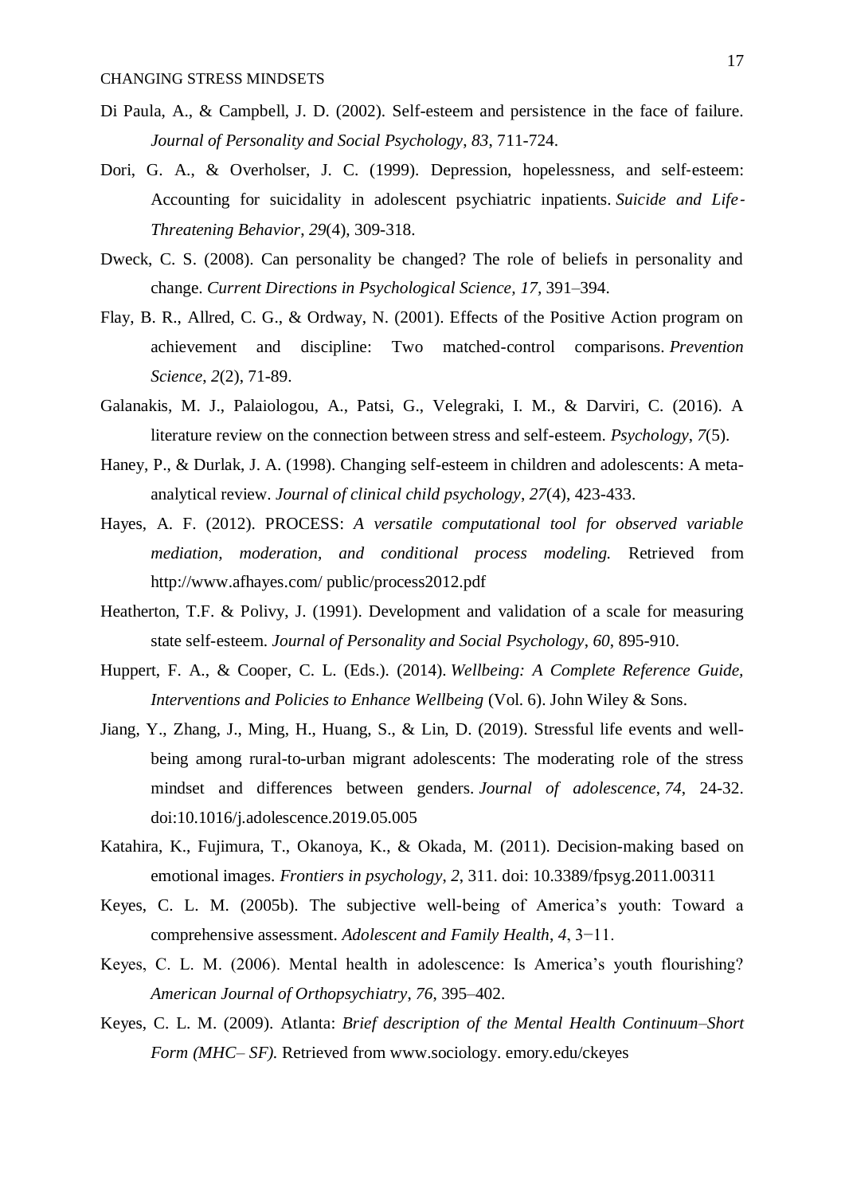Di Paula, A., & Campbell, J. D. (2002). Self-esteem and persistence in the face of failure. *Journal of Personality and Social Psychology, 83*, 711-724.

Dori, G. A., & Overholser, J. C. (1999). Depression, hopelessness, and self‐esteem: Accounting for suicidality in adolescent psychiatric inpatients. *Suicide and Life‐Threatening Behavior, 29*(4), 309-318.

Dweck, C. S. (2008). Can personality be changed? The role of beliefs in personality and change. *Current Directions in Psychological Science, 17*, 391–394.

Flay, B. R., Allred, C. G., & Ordway, N. (2001). Effects of the Positive Action program on achievement and discipline: Two matched-control comparisons. *Prevention Science*, *2*(2), 71-89.

Galanakis, M. J., Palaiologou, A., Patsi, G., Velegraki, I. M., & Darviri, C. (2016). A literature review on the connection between stress and self-esteem. *Psychology*, *7*(5).

Haney, P., & Durlak, J. A. (1998). Changing self-esteem in children and adolescents: A meta-analytical review. *Journal of clinical child psychology*, *27*(4), 423-433.

Hayes, A. F. (2012). PROCESS: *A versatile computational tool for observed variable mediation, moderation, and conditional process modeling.* Retrieved from http://www.afhayes.com/ public/process2012.pdf

Heatherton, T.F. & Polivy, J. (1991). Development and validation of a scale for measuring state self-esteem. *Journal of Personality and Social Psychology*, *60*, 895-910.

Huppert, F. A., & Cooper, C. L. (Eds.). (2014). *Wellbeing: A Complete Reference Guide, Interventions and Policies to Enhance Wellbeing* (Vol. 6). John Wiley & Sons.

Jiang, Y., Zhang, J., Ming, H., Huang, S., & Lin, D. (2019). Stressful life events and well-being among rural-to-urban migrant adolescents: The moderating role of the stress mindset and differences between genders. *Journal of adolescence*, *74*, 24-32. doi:10.1016/j.adolescence.2019.05.005

Katahira, K., Fujimura, T., Okanoya, K., & Okada, M. (2011). Decision-making based on emotional images. *Frontiers in psychology*, *2*, 311. doi: 10.3389/fpsyg.2011.00311

Keyes, C. L. M. (2005b). The subjective well-being of America's youth: Toward a comprehensive assessment. *Adolescent and Family Health*, *4*, 3−11.

Keyes, C. L. M. (2006). Mental health in adolescence: Is America's youth flourishing? *American Journal of Orthopsychiatry*, *76*, 395–402.

Keyes, C. L. M. (2009). Atlanta: *Brief description of the Mental Health Continuum–Short Form (MHC– SF).* Retrieved from www.sociology. emory.edu/ckeyes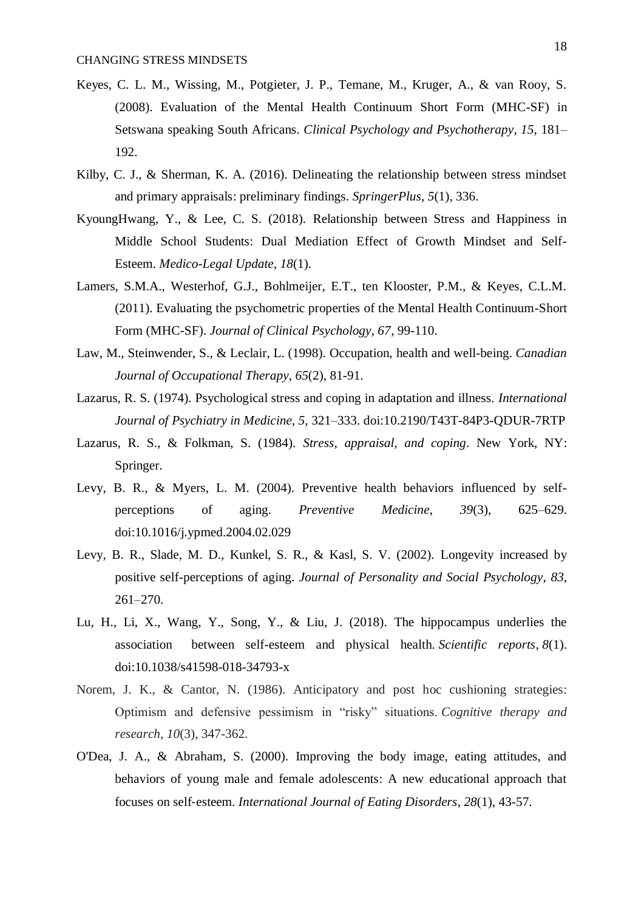Keyes, C. L. M., Wissing, M., Potgieter, J. P., Temane, M., Kruger, A., & van Rooy, S. (2008). Evaluation of the Mental Health Continuum Short Form (MHC-SF) in Setswana speaking South Africans. *Clinical Psychology and Psychotherapy*, *15*, 181–192.

Kilby, C. J., & Sherman, K. A. (2016). Delineating the relationship between stress mindset and primary appraisals: preliminary findings. *SpringerPlus*, *5*(1), 336.

KyoungHwang, Y., & Lee, C. S. (2018). Relationship between Stress and Happiness in Middle School Students: Dual Mediation Effect of Growth Mindset and Self-Esteem. *Medico-Legal Update*, *18*(1).

Lamers, S.M.A., Westerhof, G.J., Bohlmeijer, E.T., ten Klooster, P.M., & Keyes, C.L.M. (2011). Evaluating the psychometric properties of the Mental Health Continuum-Short Form (MHC-SF). *Journal of Clinical Psychology*, *67*, 99-110.

Law, M., Steinwender, S., & Leclair, L. (1998). Occupation, health and well-being. *Canadian Journal of Occupational Therapy*, *65*(2), 81-91.

Lazarus, R. S. (1974). Psychological stress and coping in adaptation and illness. *International Journal of Psychiatry in Medicine*, *5*, 321–333. doi:10.2190/T43T-84P3-QDUR-7RTP

Lazarus, R. S., & Folkman, S. (1984). *Stress, appraisal, and coping*. New York, NY: Springer.

Levy, B. R., & Myers, L. M. (2004). Preventive health behaviors influenced by self-perceptions of aging. *Preventive Medicine*, *39*(3), 625–629. doi:10.1016/j.ypmed.2004.02.029

Levy, B. R., Slade, M. D., Kunkel, S. R., & Kasl, S. V. (2002). Longevity increased by positive self-perceptions of aging. *Journal of Personality and Social Psychology*, *83*, 261–270.

Lu, H., Li, X., Wang, Y., Song, Y., & Liu, J. (2018). The hippocampus underlies the association between self-esteem and physical health. *Scientific reports*, *8*(1). doi:10.1038/s41598-018-34793-x

Norem, J. K., & Cantor, N. (1986). Anticipatory and post hoc cushioning strategies: Optimism and defensive pessimism in "risky" situations. *Cognitive therapy and research*, *10*(3), 347-362.

O'Dea, J. A., & Abraham, S. (2000). Improving the body image, eating attitudes, and behaviors of young male and female adolescents: A new educational approach that focuses on self‐esteem. *International Journal of Eating Disorders*, *28*(1), 43-57.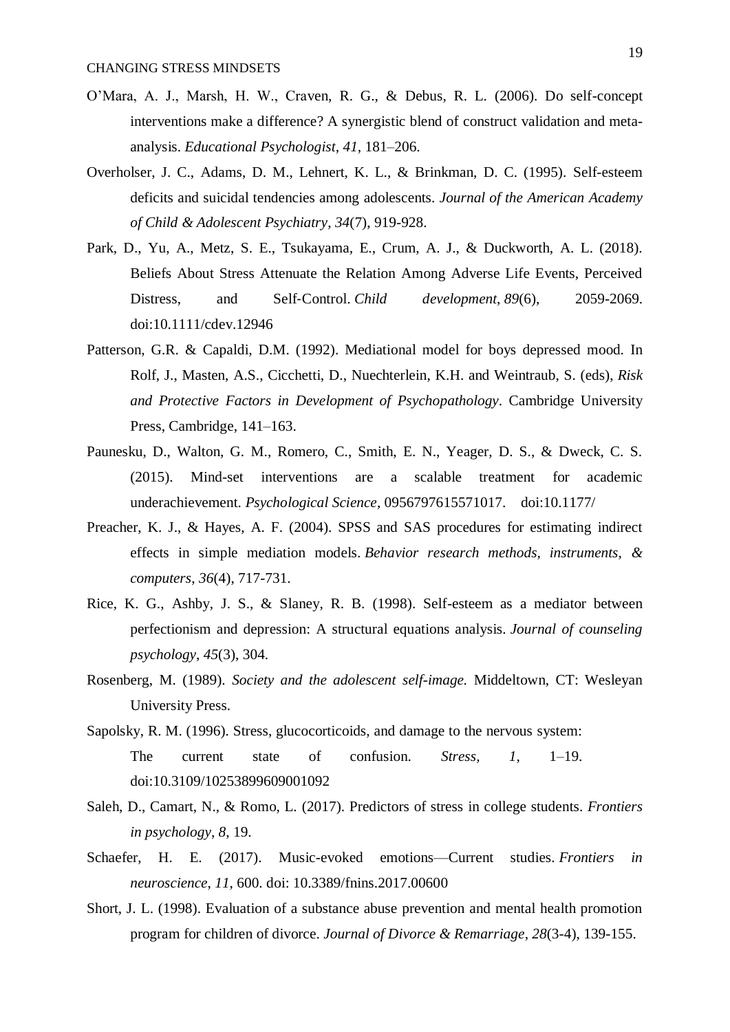O'Mara, A. J., Marsh, H. W., Craven, R. G., & Debus, R. L. (2006). Do self-concept interventions make a difference? A synergistic blend of construct validation and meta-analysis. *Educational Psychologist, 41*, 181–206.

Overholser, J. C., Adams, D. M., Lehnert, K. L., & Brinkman, D. C. (1995). Self-esteem deficits and suicidal tendencies among adolescents. *Journal of the American Academy of Child & Adolescent Psychiatry*, *34*(7), 919-928.

Park, D., Yu, A., Metz, S. E., Tsukayama, E., Crum, A. J., & Duckworth, A. L. (2018). Beliefs About Stress Attenuate the Relation Among Adverse Life Events, Perceived Distress, and Self-Control. *Child development*, *89*(6), 2059-2069. doi:10.1111/cdev.12946

Patterson, G.R. & Capaldi, D.M. (1992). Mediational model for boys depressed mood. In Rolf, J., Masten, A.S., Cicchetti, D., Nuechterlein, K.H. and Weintraub, S. (eds), *Risk and Protective Factors in Development of Psychopathology*. Cambridge University Press, Cambridge, 141–163.

Paunesku, D., Walton, G. M., Romero, C., Smith, E. N., Yeager, D. S., & Dweck, C. S. (2015). Mind-set interventions are a scalable treatment for academic underachievement. *Psychological Science*, 0956797615571017. doi:10.1177/

Preacher, K. J., & Hayes, A. F. (2004). SPSS and SAS procedures for estimating indirect effects in simple mediation models. *Behavior research methods, instruments, & computers*, *36*(4), 717-731.

Rice, K. G., Ashby, J. S., & Slaney, R. B. (1998). Self-esteem as a mediator between perfectionism and depression: A structural equations analysis. *Journal of counseling psychology*, *45*(3), 304.

Rosenberg, M. (1989). *Society and the adolescent self-image.* Middeltown, CT: Wesleyan University Press.

Sapolsky, R. M. (1996). Stress, glucocorticoids, and damage to the nervous system: The current state of confusion. *Stress, 1,* 1–19. doi:10.3109/10253899609001092

Saleh, D., Camart, N., & Romo, L. (2017). Predictors of stress in college students. *Frontiers in psychology*, *8*, 19.

Schaefer, H. E. (2017). Music-evoked emotions—Current studies. *Frontiers in neuroscience*, *11*, 600. doi: 10.3389/fnins.2017.00600

Short, J. L. (1998). Evaluation of a substance abuse prevention and mental health promotion program for children of divorce. *Journal of Divorce & Remarriage*, *28*(3-4), 139-155.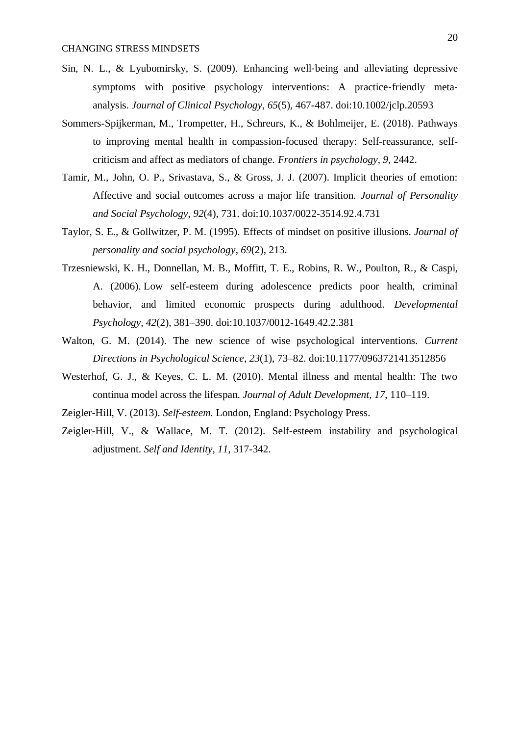Sin, N. L., & Lyubomirsky, S. (2009). Enhancing well-being and alleviating depressive symptoms with positive psychology interventions: A practice-friendly meta-analysis. *Journal of Clinical Psychology*, *65*(5), 467-487. doi:10.1002/jclp.20593

Sommers-Spijkerman, M., Trompetter, H., Schreurs, K., & Bohlmeijer, E. (2018). Pathways to improving mental health in compassion-focused therapy: Self-reassurance, self-criticism and affect as mediators of change. *Frontiers in psychology*, *9*, 2442.

Tamir, M., John, O. P., Srivastava, S., & Gross, J. J. (2007). Implicit theories of emotion: Affective and social outcomes across a major life transition. *Journal of Personality and Social Psychology*, *92*(4), 731. doi:10.1037/0022-3514.92.4.731

Taylor, S. E., & Gollwitzer, P. M. (1995). Effects of mindset on positive illusions. *Journal of personality and social psychology*, *69*(2), 213.

Trzesniewski, K. H., Donnellan, M. B., Moffitt, T. E., Robins, R. W., Poulton, R., & Caspi, A. (2006). Low self-esteem during adolescence predicts poor health, criminal behavior, and limited economic prospects during adulthood. *Developmental Psychology, 42*(2), 381–390. doi:10.1037/0012-1649.42.2.381

Walton, G. M. (2014). The new science of wise psychological interventions. *Current Directions in Psychological Science*, *23*(1), 73–82. doi:10.1177/0963721413512856

Westerhof, G. J., & Keyes, C. L. M. (2010). Mental illness and mental health: The two continua model across the lifespan. *Journal of Adult Development*, *17*, 110–119.

Zeigler-Hill, V. (2013). *Self-esteem*. London, England: Psychology Press.

Zeigler-Hill, V., & Wallace, M. T. (2012). Self-esteem instability and psychological adjustment. *Self and Identity*, *11*, 317-342.